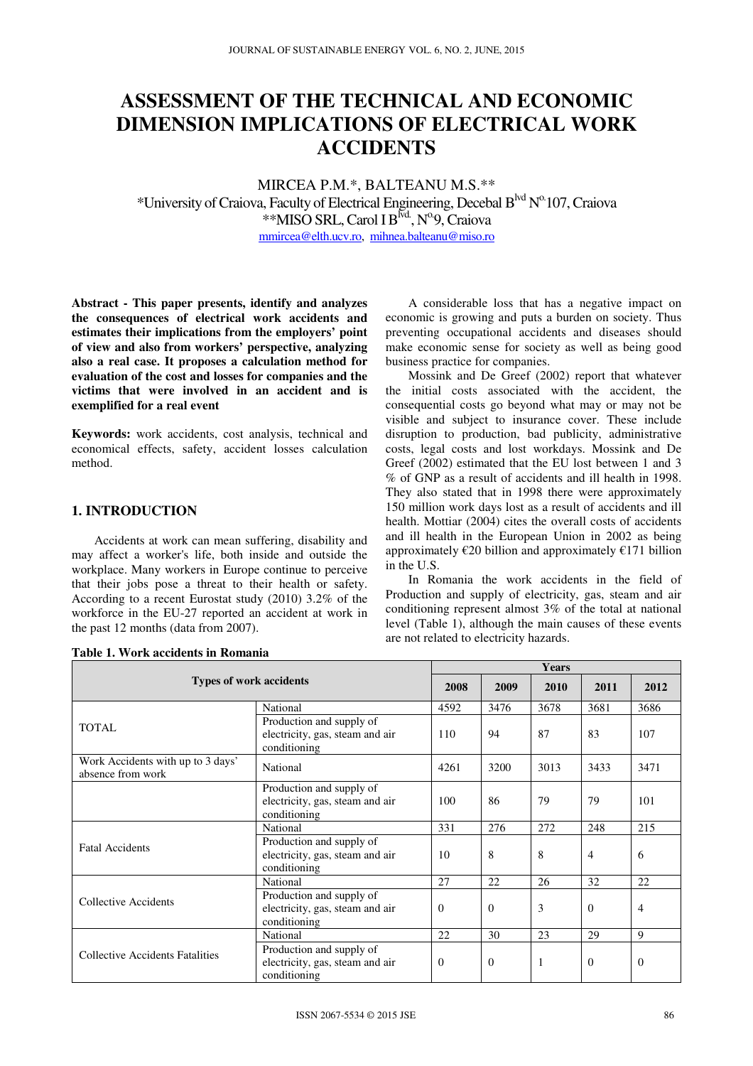# ASSESSMENT OF THE TECHNICAL AND ECONOMIC DIMENSION IMPLICATIONS OF ELECTRICAL WORK ACCIDENTS

MIRCEA P.M.*, BALTEANU M.S.**

*University of Craiova, Faculty of Electrical Engineering, Decebal B[lvd] N[o.]107, Craiova

**MISO SRL, Carol I B[lvd.], N[o.]9, Craiova

mmircea@elth.ucv.ro, mihnea.balteanu@miso.ro

**Abstract - This paper presents, identify and analyzes the consequences of electrical work accidents and estimates their implications from the employers' point of view and also from workers' perspective, analyzing also a real case. It proposes a calculation method for evaluation of the cost and losses for companies and the victims that were involved in an accident and is exemplified for a real event**

**Keywords:** work accidents, cost analysis, technical and economical effects, safety, accident losses calculation method.

## 1. INTRODUCTION

Accidents at work can mean suffering, disability and may affect a worker's life, both inside and outside the workplace. Many workers in Europe continue to perceive that their jobs pose a threat to their health or safety. According to a recent Eurostat study (2010) 3.2% of the workforce in the EU-27 reported an accident at work in the past 12 months (data from 2007).

A considerable loss that has a negative impact on economic is growing and puts a burden on society. Thus preventing occupational accidents and diseases should make economic sense for society as well as being good business practice for companies.

Mossink and De Greef (2002) report that whatever the initial costs associated with the accident, the consequential costs go beyond what may or may not be visible and subject to insurance cover. These include disruption to production, bad publicity, administrative costs, legal costs and lost workdays. Mossink and De Greef (2002) estimated that the EU lost between 1 and 3 % of GNP as a result of accidents and ill health in 1998. They also stated that in 1998 there were approximately 150 million work days lost as a result of accidents and ill health. Mottiar (2004) cites the overall costs of accidents and ill health in the European Union in 2002 as being approximately €20 billion and approximately €171 billion in the U.S.

In Romania the work accidents in the field of Production and supply of electricity, gas, steam and air conditioning represent almost 3% of the total at national level (Table 1), although the main causes of these events are not related to electricity hazards.

**Table 1. Work accidents in Romania**

| Types of work accidents | | Years | | | | |
|---|---|---|---|---|---|---|
| | | 2008 | 2009 | 2010 | 2011 | 2012 |
| TOTAL | National | 4592 | 3476 | 3678 | 3681 | 3686 |
| | Production and supply of electricity, gas, steam and air conditioning | 110 | 94 | 87 | 83 | 107 |
| Work Accidents with up to 3 days' absence from work | National | 4261 | 3200 | 3013 | 3433 | 3471 |
| | Production and supply of electricity, gas, steam and air conditioning | 100 | 86 | 79 | 79 | 101 |
| Fatal Accidents | National | 331 | 276 | 272 | 248 | 215 |
| | Production and supply of electricity, gas, steam and air conditioning | 10 | 8 | 8 | 4 | 6 |
| Collective Accidents | National | 27 | 22 | 26 | 32 | 22 |
| | Production and supply of electricity, gas, steam and air conditioning | 0 | 0 | 3 | 0 | 4 |
| Collective Accidents Fatalities | National | 22 | 30 | 23 | 29 | 9 |
| | Production and supply of electricity, gas, steam and air conditioning | 0 | 0 | 1 | 0 | 0 |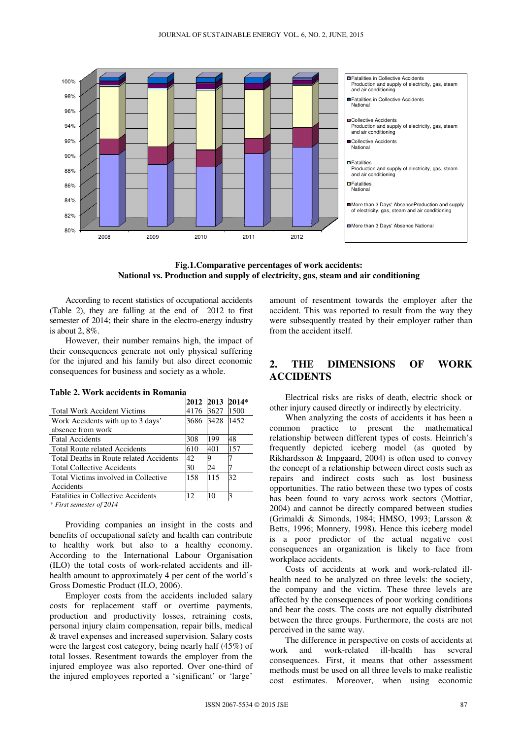100%
98%
96%
94%
92%
90%
88%
86%
84%
82%
80%
2008
2009
2010
2011
2012

Fatalities in Collective Accidents Production and supply of electricity, gas, steam and air conditioning
Fatalities in Collective Accidents National
Collective Accidents Production and supply of electricity, gas, steam and air conditioning
Collective Accidents National
Fatalities Production and supply of electricity, gas, steam and air conditioning
Fatalities National
More than 3 Days' AbsenceProduction and supply of electricity, gas, steam and air conditioning
More than 3 Days' Absence National

**Fig.1.Comparative percentages of work accidents: National vs. Production and supply of electricity, gas, steam and air conditioning**

According to recent statistics of occupational accidents (Table 2), they are falling at the end of 2012 to first semester of 2014; their share in the electro-energy industry is about 2, 8%.

However, their number remains high, the impact of their consequences generate not only physical suffering for the injured and his family but also direct economic consequences for business and society as a whole.

**Table 2. Work accidents in Romania**

| | 2012 | 2013 | 2014* |
|---|---|---|---|
| Total Work Accident Victims | 4176 | 3627 | 1500 |
| Work Accidents with up to 3 days' absence from work | 3686 | 3428 | 1452 |
| Fatal Accidents | 308 | 199 | 48 |
| Total Route related Accidents | 610 | 401 | 157 |
| Total Deaths in Route related Accidents | 42 | 9 | 7 |
| Total Collective Accidents | 30 | 24 | 7 |
| Total Victims involved in Collective Accidents | 158 | 115 | 32 |
| Fatalities in Collective Accidents | 12 | 10 | 3 |

*\* First semester of 2014*

Providing companies an insight in the costs and benefits of occupational safety and health can contribute to healthy work but also to a healthy economy. According to the International Labour Organisation (ILO) the total costs of work-related accidents and ill-health amount to approximately 4 per cent of the world's Gross Domestic Product (ILO, 2006).

Employer costs from the accidents included salary costs for replacement staff or overtime payments, production and productivity losses, retraining costs, personal injury claim compensation, repair bills, medical & travel expenses and increased supervision. Salary costs were the largest cost category, being nearly half (45%) of total losses. Resentment towards the employer from the injured employee was also reported. Over one-third of the injured employees reported a 'significant' or 'large' amount of resentment towards the employer after the accident. This was reported to result from the way they were subsequently treated by their employer rather than from the accident itself.

## 2. THE DIMENSIONS OF WORK ACCIDENTS

Electrical risks are risks of death, electric shock or other injury caused directly or indirectly by electricity.

When analyzing the costs of accidents it has been a common practice to present the mathematical relationship between different types of costs. Heinrich's frequently depicted iceberg model (as quoted by Rikhardsson & Impgaard, 2004) is often used to convey the concept of a relationship between direct costs such as repairs and indirect costs such as lost business opportunities. The ratio between these two types of costs has been found to vary across work sectors (Mottiar, 2004) and cannot be directly compared between studies (Grimaldi & Simonds, 1984; HMSO, 1993; Larsson & Betts, 1996; Monnery, 1998). Hence this iceberg model is a poor predictor of the actual negative cost consequences an organization is likely to face from workplace accidents.

Costs of accidents at work and work-related ill-health need to be analyzed on three levels: the society, the company and the victim. These three levels are affected by the consequences of poor working conditions and bear the costs. The costs are not equally distributed between the three groups. Furthermore, the costs are not perceived in the same way.

The difference in perspective on costs of accidents at work and work-related ill-health has several consequences. First, it means that other assessment methods must be used on all three levels to make realistic cost estimates. Moreover, when using economic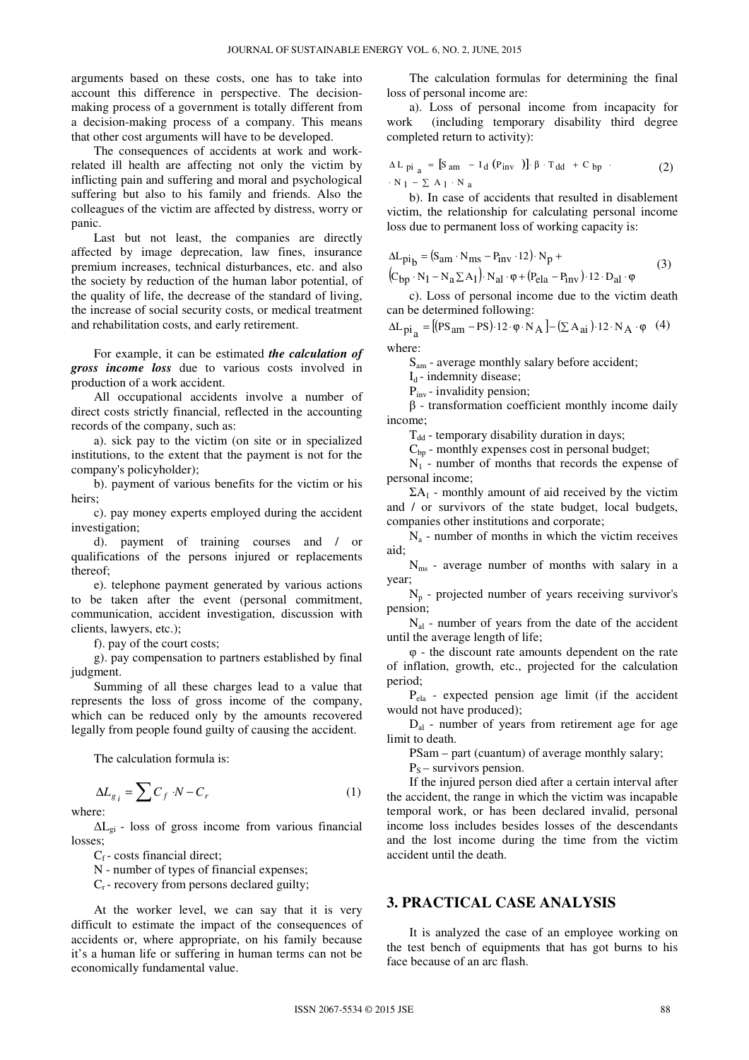arguments based on these costs, one has to take into account this difference in perspective. The decision-making process of a government is totally different from a decision-making process of a company. This means that other cost arguments will have to be developed.

The consequences of accidents at work and work-related ill health are affecting not only the victim by inflicting pain and suffering and moral and psychological suffering but also to his family and friends. Also the colleagues of the victim are affected by distress, worry or panic.

Last but not least, the companies are directly affected by image deprecation, law fines, insurance premium increases, technical disturbances, etc. and also the society by reduction of the human labor potential, of the quality of life, the decrease of the standard of living, the increase of social security costs, or medical treatment and rehabilitation costs, and early retirement.

For example, it can be estimated ***the calculation of gross income loss*** due to various costs involved in production of a work accident.

All occupational accidents involve a number of direct costs strictly financial, reflected in the accounting records of the company, such as:

a). sick pay to the victim (on site or in specialized institutions, to the extent that the payment is not for the company's policyholder);

b). payment of various benefits for the victim or his heirs;

c). pay money experts employed during the accident investigation;

d). payment of training courses and / or qualifications of the persons injured or replacements thereof;

e). telephone payment generated by various actions to be taken after the event (personal commitment, communication, accident investigation, discussion with clients, lawyers, etc.);

f). pay of the court costs;

g). pay compensation to partners established by final judgment.

Summing of all these charges lead to a value that represents the loss of gross income of the company, which can be reduced only by the amounts recovered legally from people found guilty of causing the accident.

The calculation formula is:

$$\Delta L_{g_i} = \sum C_f \cdot N - C_r \tag{1}$$

where:

$\Delta L_{gi}$ - loss of gross income from various financial losses;

$C_f$ - costs financial direct;

N - number of types of financial expenses;

$C_r$ - recovery from persons declared guilty;

At the worker level, we can say that it is very difficult to estimate the impact of the consequences of accidents or, where appropriate, on his family because it's a human life or suffering in human terms can not be economically fundamental value.

The calculation formulas for determining the final loss of personal income are:

a). Loss of personal income from incapacity for work (including temporary disability third degree completed return to activity):

$$\Delta L_{pi_a} = [S_{am} - I_d (P_{inv})] \cdot \beta \cdot T_{dd} + C_{bp} \cdot N_1 - \sum A_1 \cdot N_a \tag{2}$$

b). In case of accidents that resulted in disablement victim, the relationship for calculating personal income loss due to permanent loss of working capacity is:

$$\Delta L_{pi_b} = (S_{am} \cdot N_{ms} - P_{inv} \cdot 12) \cdot N_p + (C_{bp} \cdot N_1 - N_a \sum A_1) \cdot N_{al} \cdot \varphi + (P_{ela} - P_{inv}) \cdot 12 \cdot D_{al} \cdot \varphi \tag{3}$$

c). Loss of personal income due to the victim death can be determined following:

$$\Delta L_{pi_a} = [(PS_{am} - PS) \cdot 12 \cdot \varphi \cdot N_A] - (\sum A_{ai}) \cdot 12 \cdot N_A \cdot \varphi \tag{4}$$

where:

$S_{am}$ - average monthly salary before accident;

$I_d$ - indemnity disease;

$P_{inv}$ - invalidity pension;

$\beta$ - transformation coefficient monthly income daily income;

$T_{dd}$ - temporary disability duration in days;

$C_{bp}$ - monthly expenses cost in personal budget;

$N_1$ - number of months that records the expense of personal income;

$\Sigma A_1$ - monthly amount of aid received by the victim and / or survivors of the state budget, local budgets, companies other institutions and corporate;

$N_a$ - number of months in which the victim receives aid;

$N_{ms}$ - average number of months with salary in a year;

$N_p$ - projected number of years receiving survivor's pension;

$N_{al}$ - number of years from the date of the accident until the average length of life;

$\varphi$ - the discount rate amounts dependent on the rate of inflation, growth, etc., projected for the calculation period;

$P_{ela}$ - expected pension age limit (if the accident would not have produced);

$D_{al}$ - number of years from retirement age for age limit to death.

PSam – part (cuantum) of average monthly salary;

$P_S$ – survivors pension.

If the injured person died after a certain interval after the accident, the range in which the victim was incapable temporal work, or has been declared invalid, personal income loss includes besides losses of the descendants and the lost income during the time from the victim accident until the death.

## 3. PRACTICAL CASE ANALYSIS

It is analyzed the case of an employee working on the test bench of equipments that has got burns to his face because of an arc flash.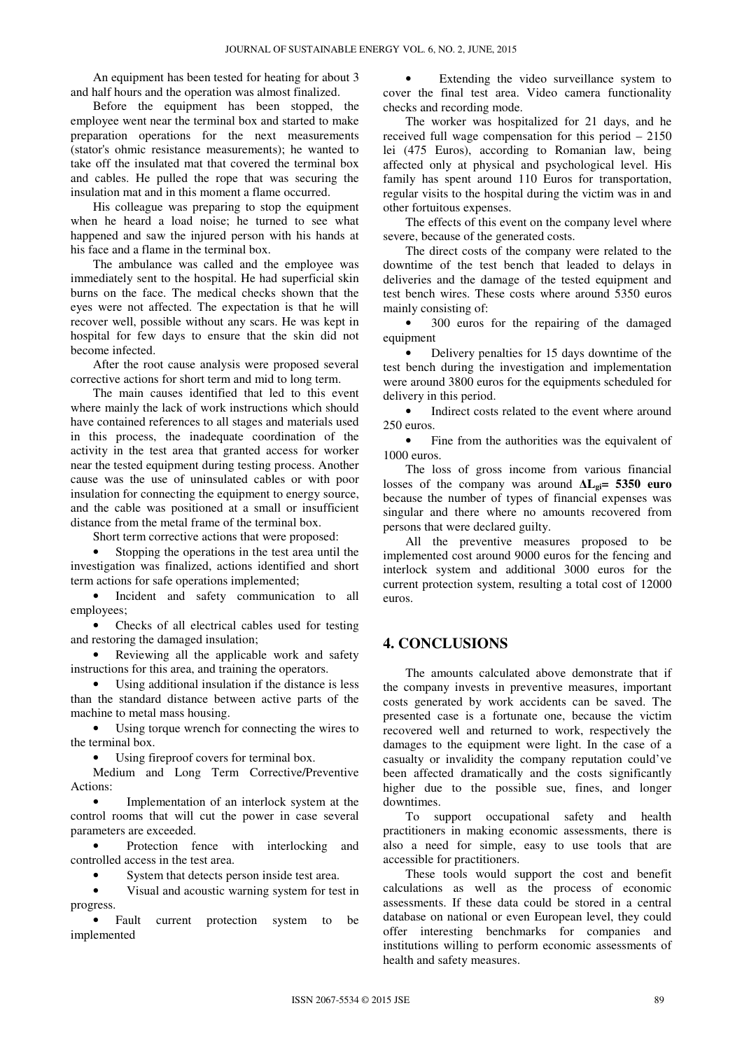An equipment has been tested for heating for about 3 and half hours and the operation was almost finalized.

Before the equipment has been stopped, the employee went near the terminal box and started to make preparation operations for the next measurements (stator's ohmic resistance measurements); he wanted to take off the insulated mat that covered the terminal box and cables. He pulled the rope that was securing the insulation mat and in this moment a flame occurred.

His colleague was preparing to stop the equipment when he heard a load noise; he turned to see what happened and saw the injured person with his hands at his face and a flame in the terminal box.

The ambulance was called and the employee was immediately sent to the hospital. He had superficial skin burns on the face. The medical checks shown that the eyes were not affected. The expectation is that he will recover well, possible without any scars. He was kept in hospital for few days to ensure that the skin did not become infected.

After the root cause analysis were proposed several corrective actions for short term and mid to long term.

The main causes identified that led to this event where mainly the lack of work instructions which should have contained references to all stages and materials used in this process, the inadequate coordination of the activity in the test area that granted access for worker near the tested equipment during testing process. Another cause was the use of uninsulated cables or with poor insulation for connecting the equipment to energy source, and the cable was positioned at a small or insufficient distance from the metal frame of the terminal box.

Short term corrective actions that were proposed:

- Stopping the operations in the test area until the investigation was finalized, actions identified and short term actions for safe operations implemented;
- Incident and safety communication to all employees;
- Checks of all electrical cables used for testing and restoring the damaged insulation;
- Reviewing all the applicable work and safety instructions for this area, and training the operators.
- Using additional insulation if the distance is less than the standard distance between active parts of the machine to metal mass housing.
- Using torque wrench for connecting the wires to the terminal box.
- Using fireproof covers for terminal box.

Medium and Long Term Corrective/Preventive Actions:

- Implementation of an interlock system at the control rooms that will cut the power in case several parameters are exceeded.
- Protection fence with interlocking and controlled access in the test area.
- System that detects person inside test area.
- Visual and acoustic warning system for test in progress.
- Fault current protection system to be implemented
- Extending the video surveillance system to cover the final test area. Video camera functionality checks and recording mode.

The worker was hospitalized for 21 days, and he received full wage compensation for this period – 2150 lei (475 Euros), according to Romanian law, being affected only at physical and psychological level. His family has spent around 110 Euros for transportation, regular visits to the hospital during the victim was in and other fortuitous expenses.

The effects of this event on the company level where severe, because of the generated costs.

The direct costs of the company were related to the downtime of the test bench that leaded to delays in deliveries and the damage of the tested equipment and test bench wires. These costs where around 5350 euros mainly consisting of:

- 300 euros for the repairing of the damaged equipment
- Delivery penalties for 15 days downtime of the test bench during the investigation and implementation were around 3800 euros for the equipments scheduled for delivery in this period.
- Indirect costs related to the event where around 250 euros.
- Fine from the authorities was the equivalent of 1000 euros.

The loss of gross income from various financial losses of the company was around **$\Delta L_{gi}$= 5350 euro** because the number of types of financial expenses was singular and there where no amounts recovered from persons that were declared guilty.

All the preventive measures proposed to be implemented cost around 9000 euros for the fencing and interlock system and additional 3000 euros for the current protection system, resulting a total cost of 12000 euros.

## 4. CONCLUSIONS

The amounts calculated above demonstrate that if the company invests in preventive measures, important costs generated by work accidents can be saved. The presented case is a fortunate one, because the victim recovered well and returned to work, respectively the damages to the equipment were light. In the case of a casualty or invalidity the company reputation could've been affected dramatically and the costs significantly higher due to the possible sue, fines, and longer downtimes.

To support occupational safety and health practitioners in making economic assessments, there is also a need for simple, easy to use tools that are accessible for practitioners.

These tools would support the cost and benefit calculations as well as the process of economic assessments. If these data could be stored in a central database on national or even European level, they could offer interesting benchmarks for companies and institutions willing to perform economic assessments of health and safety measures.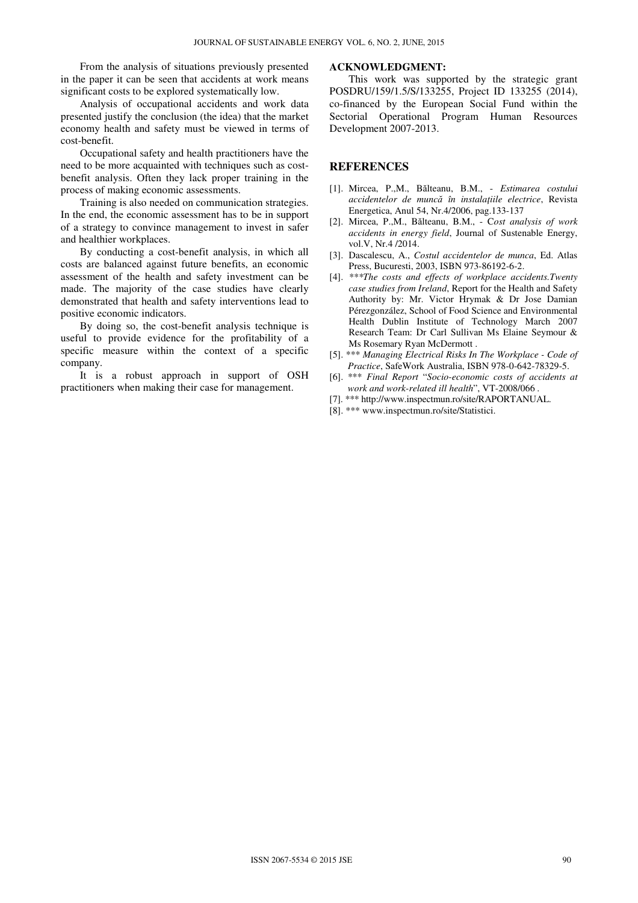From the analysis of situations previously presented in the paper it can be seen that accidents at work means significant costs to be explored systematically low.

Analysis of occupational accidents and work data presented justify the conclusion (the idea) that the market economy health and safety must be viewed in terms of cost-benefit.

Occupational safety and health practitioners have the need to be more acquainted with techniques such as cost-benefit analysis. Often they lack proper training in the process of making economic assessments.

Training is also needed on communication strategies. In the end, the economic assessment has to be in support of a strategy to convince management to invest in safer and healthier workplaces.

By conducting a cost-benefit analysis, in which all costs are balanced against future benefits, an economic assessment of the health and safety investment can be made. The majority of the case studies have clearly demonstrated that health and safety interventions lead to positive economic indicators.

By doing so, the cost-benefit analysis technique is useful to provide evidence for the profitability of a specific measure within the context of a specific company.

It is a robust approach in support of OSH practitioners when making their case for management.

**ACKNOWLEDGMENT:**

This work was supported by the strategic grant POSDRU/159/1.5/S/133255, Project ID 133255 (2014), co-financed by the European Social Fund within the Sectorial Operational Program Human Resources Development 2007-2013.

## REFERENCES

[1]. Mircea, P.,M., Bălteanu, B.M., - *Estimarea costului accidentelor de muncă în instalaţiile electrice*, Revista Energetica, Anul 54, Nr.4/2006, pag.133-137

[2]. Mircea, P.,M., Bălteanu, B.M., - C*ost analysis of work accidents in energy field*, Journal of Sustenable Energy, vol.V, Nr.4 /2014.

[3]. Dascalescu, A., *Costul accidentelor de munca*, Ed. Atlas Press, Bucuresti, 2003, ISBN 973-86192-6-2.

[4]. *\*\*\*The costs and effects of workplace accidents.Twenty case studies from Ireland*, Report for the Health and Safety Authority by: Mr. Victor Hrymak & Dr Jose Damian Pérezgonzález, School of Food Science and Environmental Health Dublin Institute of Technology March 2007 Research Team: Dr Carl Sullivan Ms Elaine Seymour & Ms Rosemary Ryan McDermott .

[5]. \*\*\* *Managing Electrical Risks In The Workplace - Code of Practice*, SafeWork Australia, ISBN 978-0-642-78329-5.

[6]. \*\*\* *Final Report* "*Socio-economic costs of accidents at work and work-related ill health*", VT-2008/066 .

[7]. \*\*\* http://www.inspectmun.ro/site/RAPORTANUAL.

[8]. \*\*\* www.inspectmun.ro/site/Statistici.